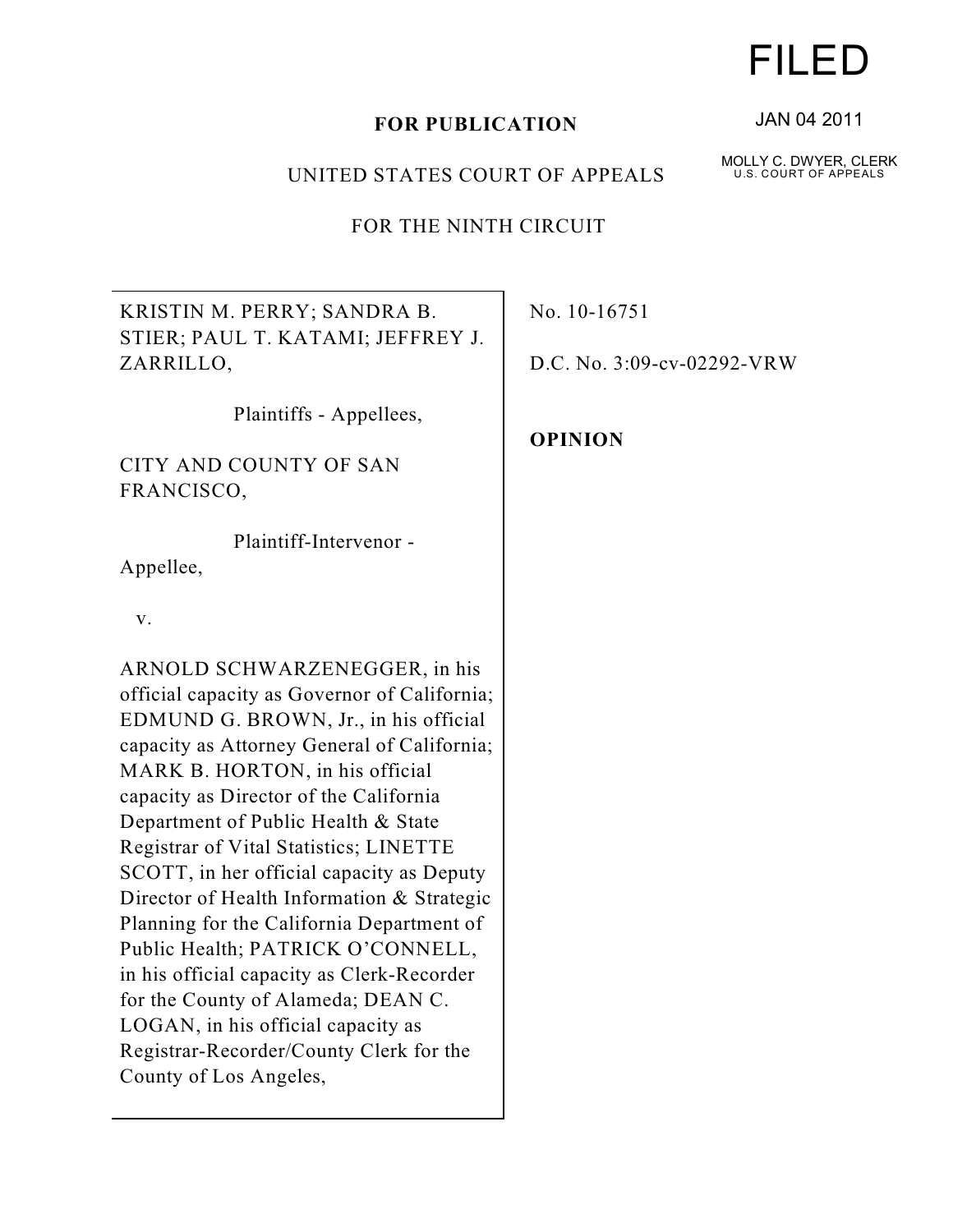FILED

JAN 04 2011

MOLLY C. DWYER, CLERK
U.S. COURT OF APPEALS

**FOR PUBLICATION**

UNITED STATES COURT OF APPEALS

FOR THE NINTH CIRCUIT

KRISTIN M. PERRY; SANDRA B. STIER; PAUL T. KATAMI; JEFFREY J. ZARRILLO,

Plaintiffs - Appellees,

CITY AND COUNTY OF SAN FRANCISCO,

Plaintiff-Intervenor - Appellee,

v.

ARNOLD SCHWARZENEGGER, in his official capacity as Governor of California; EDMUND G. BROWN, Jr., in his official capacity as Attorney General of California; MARK B. HORTON, in his official capacity as Director of the California Department of Public Health & State Registrar of Vital Statistics; LINETTE SCOTT, in her official capacity as Deputy Director of Health Information & Strategic Planning for the California Department of Public Health; PATRICK O'CONNELL, in his official capacity as Clerk-Recorder for the County of Alameda; DEAN C. LOGAN, in his official capacity as Registrar-Recorder/County Clerk for the County of Los Angeles,

No. 10-16751

D.C. No. 3:09-cv-02292-VRW

**OPINION**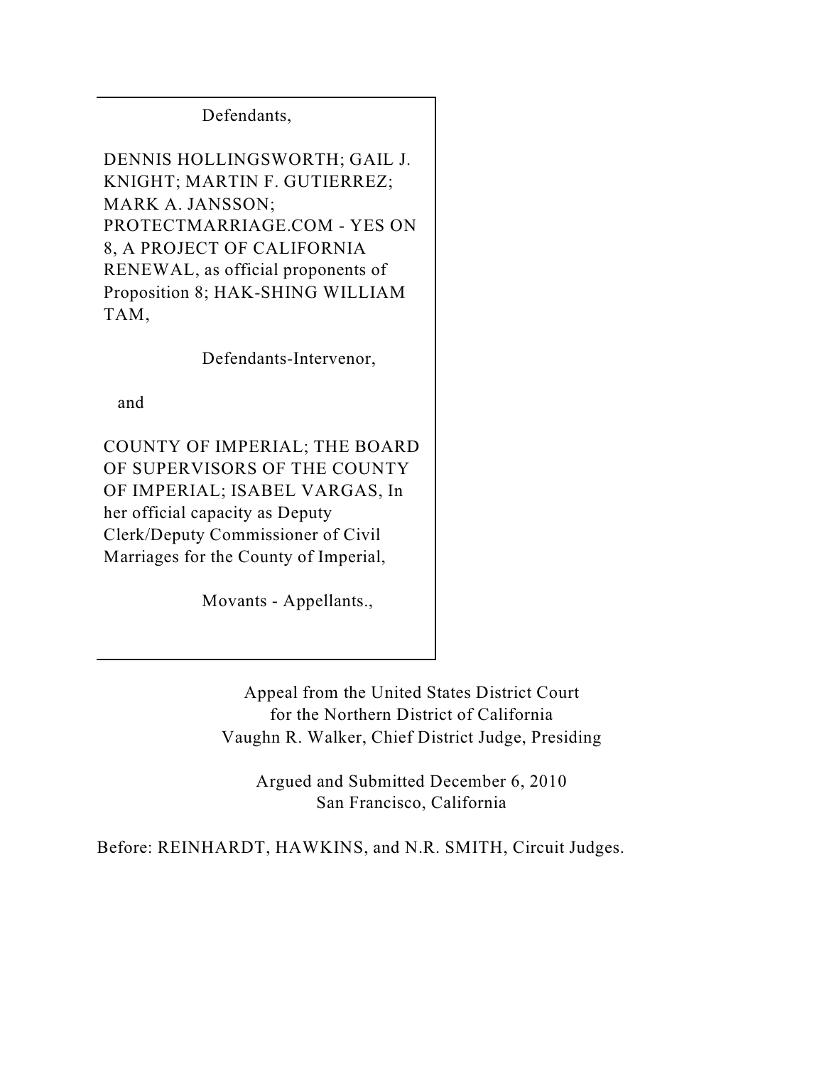Defendants,

DENNIS HOLLINGSWORTH; GAIL J. KNIGHT; MARTIN F. GUTIERREZ; MARK A. JANSSON; PROTECTMARRIAGE.COM - YES ON 8, A PROJECT OF CALIFORNIA RENEWAL, as official proponents of Proposition 8; HAK-SHING WILLIAM TAM,

Defendants-Intervenor,

and

COUNTY OF IMPERIAL; THE BOARD OF SUPERVISORS OF THE COUNTY OF IMPERIAL; ISABEL VARGAS, In her official capacity as Deputy Clerk/Deputy Commissioner of Civil Marriages for the County of Imperial,

Movants - Appellants.,

Appeal from the United States District Court
for the Northern District of California
Vaughn R. Walker, Chief District Judge, Presiding

Argued and Submitted December 6, 2010
San Francisco, California

Before: REINHARDT, HAWKINS, and N.R. SMITH, Circuit Judges.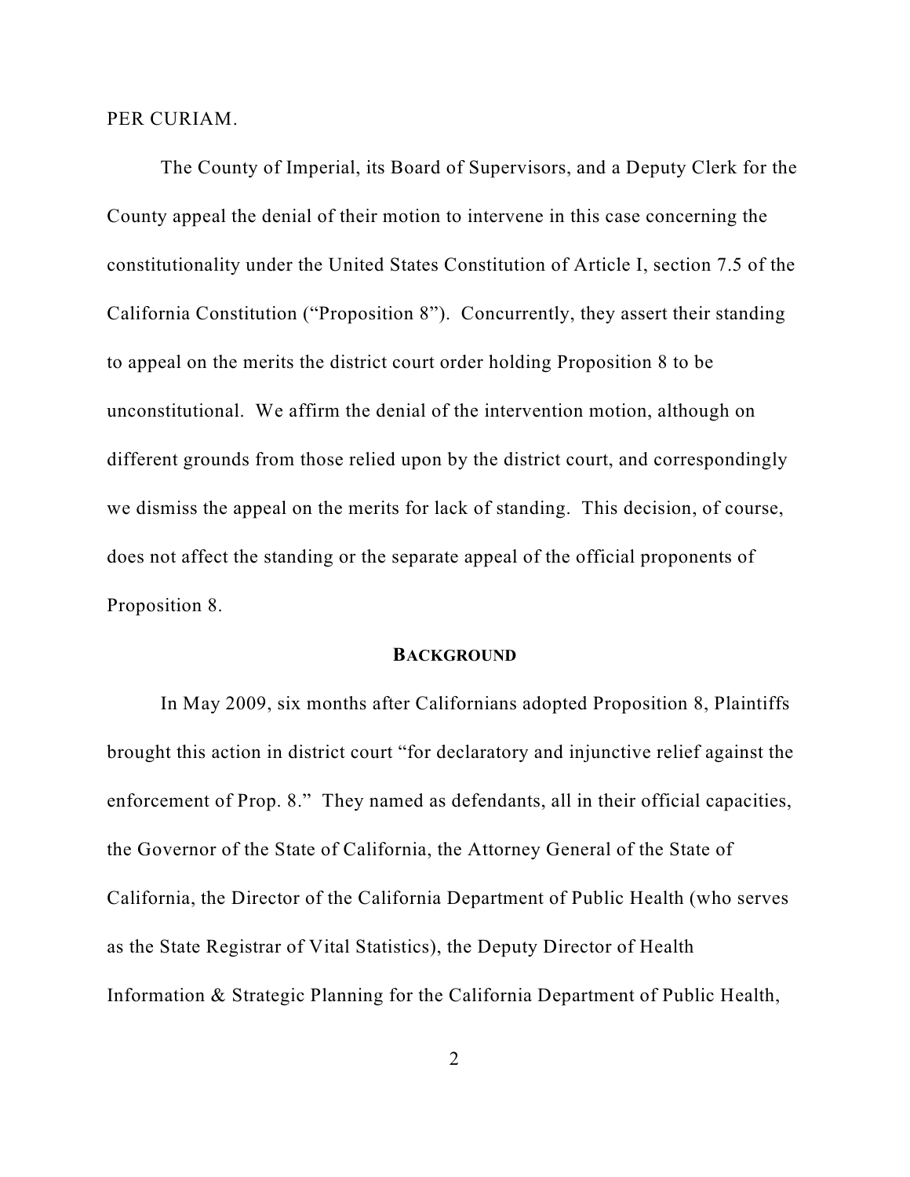PER CURIAM.

The County of Imperial, its Board of Supervisors, and a Deputy Clerk for the County appeal the denial of their motion to intervene in this case concerning the constitutionality under the United States Constitution of Article I, section 7.5 of the California Constitution ("Proposition 8"). Concurrently, they assert their standing to appeal on the merits the district court order holding Proposition 8 to be unconstitutional. We affirm the denial of the intervention motion, although on different grounds from those relied upon by the district court, and correspondingly we dismiss the appeal on the merits for lack of standing. This decision, of course, does not affect the standing or the separate appeal of the official proponents of Proposition 8.

## BACKGROUND

In May 2009, six months after Californians adopted Proposition 8, Plaintiffs brought this action in district court "for declaratory and injunctive relief against the enforcement of Prop. 8." They named as defendants, all in their official capacities, the Governor of the State of California, the Attorney General of the State of California, the Director of the California Department of Public Health (who serves as the State Registrar of Vital Statistics), the Deputy Director of Health Information & Strategic Planning for the California Department of Public Health,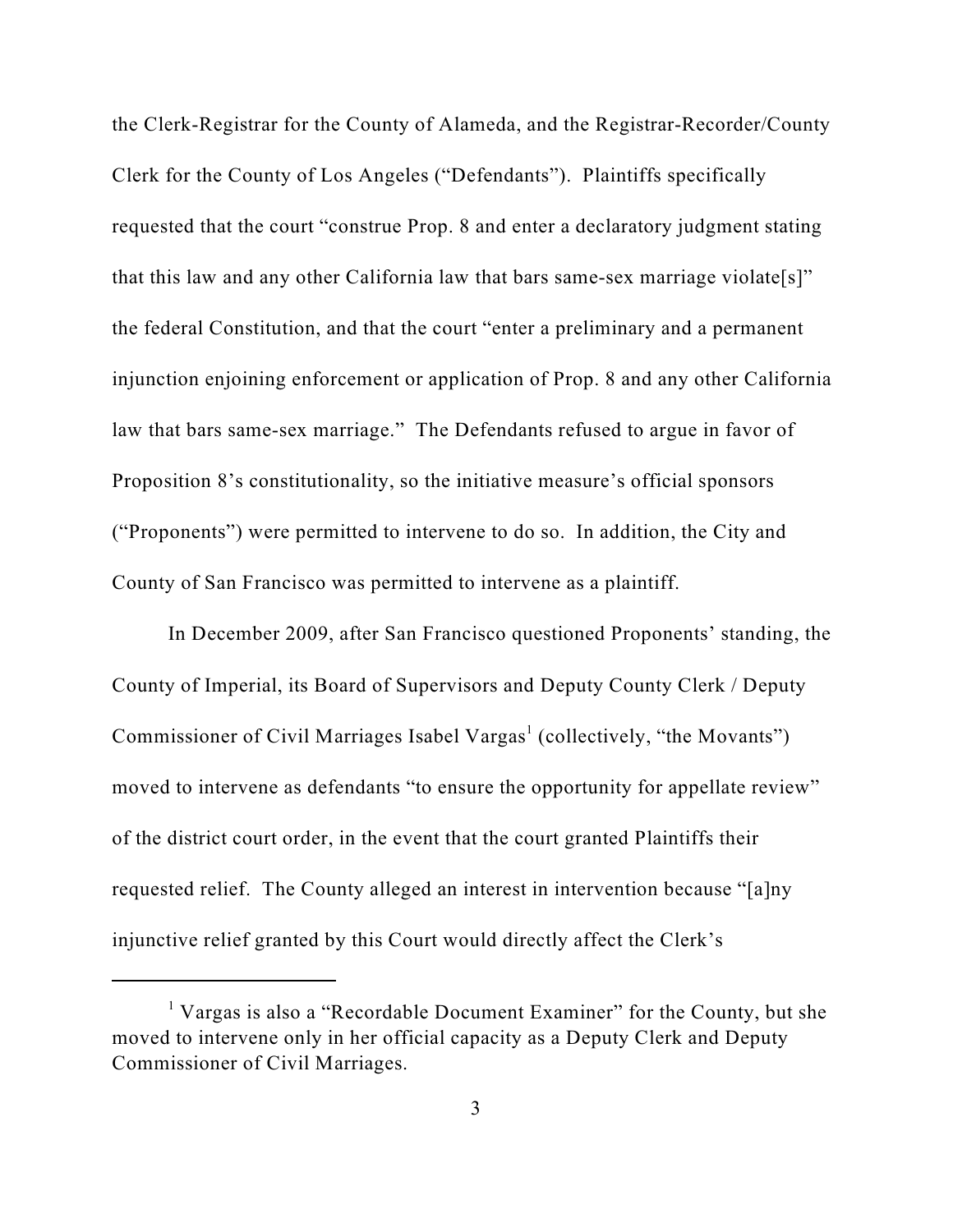the Clerk-Registrar for the County of Alameda, and the Registrar-Recorder/County Clerk for the County of Los Angeles ("Defendants"). Plaintiffs specifically requested that the court "construe Prop. 8 and enter a declaratory judgment stating that this law and any other California law that bars same-sex marriage violate[s]" the federal Constitution, and that the court "enter a preliminary and a permanent injunction enjoining enforcement or application of Prop. 8 and any other California law that bars same-sex marriage." The Defendants refused to argue in favor of Proposition 8's constitutionality, so the initiative measure's official sponsors ("Proponents") were permitted to intervene to do so. In addition, the City and County of San Francisco was permitted to intervene as a plaintiff.

In December 2009, after San Francisco questioned Proponents' standing, the County of Imperial, its Board of Supervisors and Deputy County Clerk / Deputy Commissioner of Civil Marriages Isabel Vargas[1] (collectively, "the Movants") moved to intervene as defendants "to ensure the opportunity for appellate review" of the district court order, in the event that the court granted Plaintiffs their requested relief. The County alleged an interest in intervention because "[a]ny injunctive relief granted by this Court would directly affect the Clerk's

[1] Vargas is also a "Recordable Document Examiner" for the County, but she moved to intervene only in her official capacity as a Deputy Clerk and Deputy Commissioner of Civil Marriages.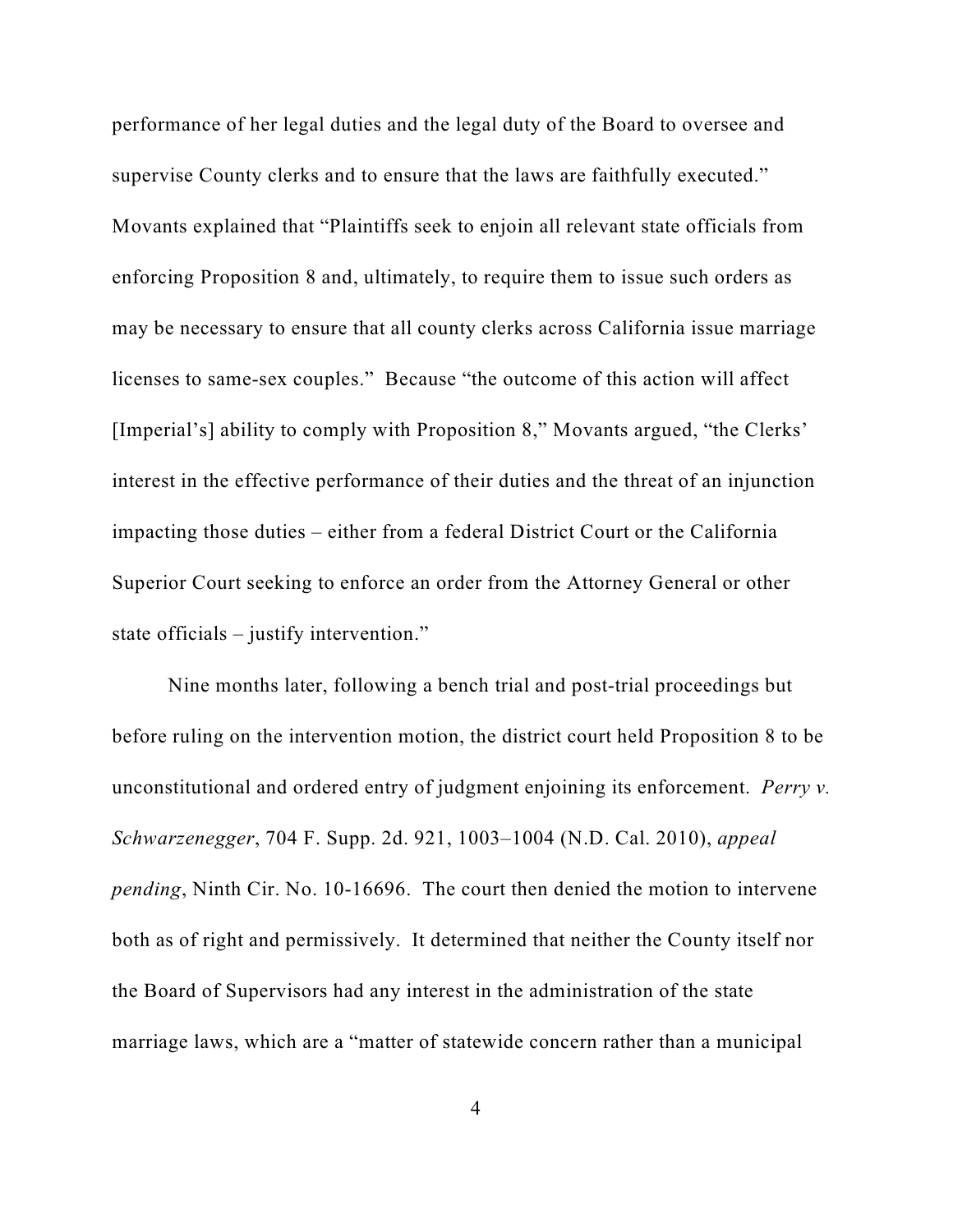performance of her legal duties and the legal duty of the Board to oversee and supervise County clerks and to ensure that the laws are faithfully executed." Movants explained that "Plaintiffs seek to enjoin all relevant state officials from enforcing Proposition 8 and, ultimately, to require them to issue such orders as may be necessary to ensure that all county clerks across California issue marriage licenses to same-sex couples." Because "the outcome of this action will affect [Imperial's] ability to comply with Proposition 8," Movants argued, "the Clerks' interest in the effective performance of their duties and the threat of an injunction impacting those duties – either from a federal District Court or the California Superior Court seeking to enforce an order from the Attorney General or other state officials – justify intervention."

Nine months later, following a bench trial and post-trial proceedings but before ruling on the intervention motion, the district court held Proposition 8 to be unconstitutional and ordered entry of judgment enjoining its enforcement. *Perry v. Schwarzenegger*, 704 F. Supp. 2d. 921, 1003–1004 (N.D. Cal. 2010), *appeal pending*, Ninth Cir. No. 10-16696. The court then denied the motion to intervene both as of right and permissively. It determined that neither the County itself nor the Board of Supervisors had any interest in the administration of the state marriage laws, which are a "matter of statewide concern rather than a municipal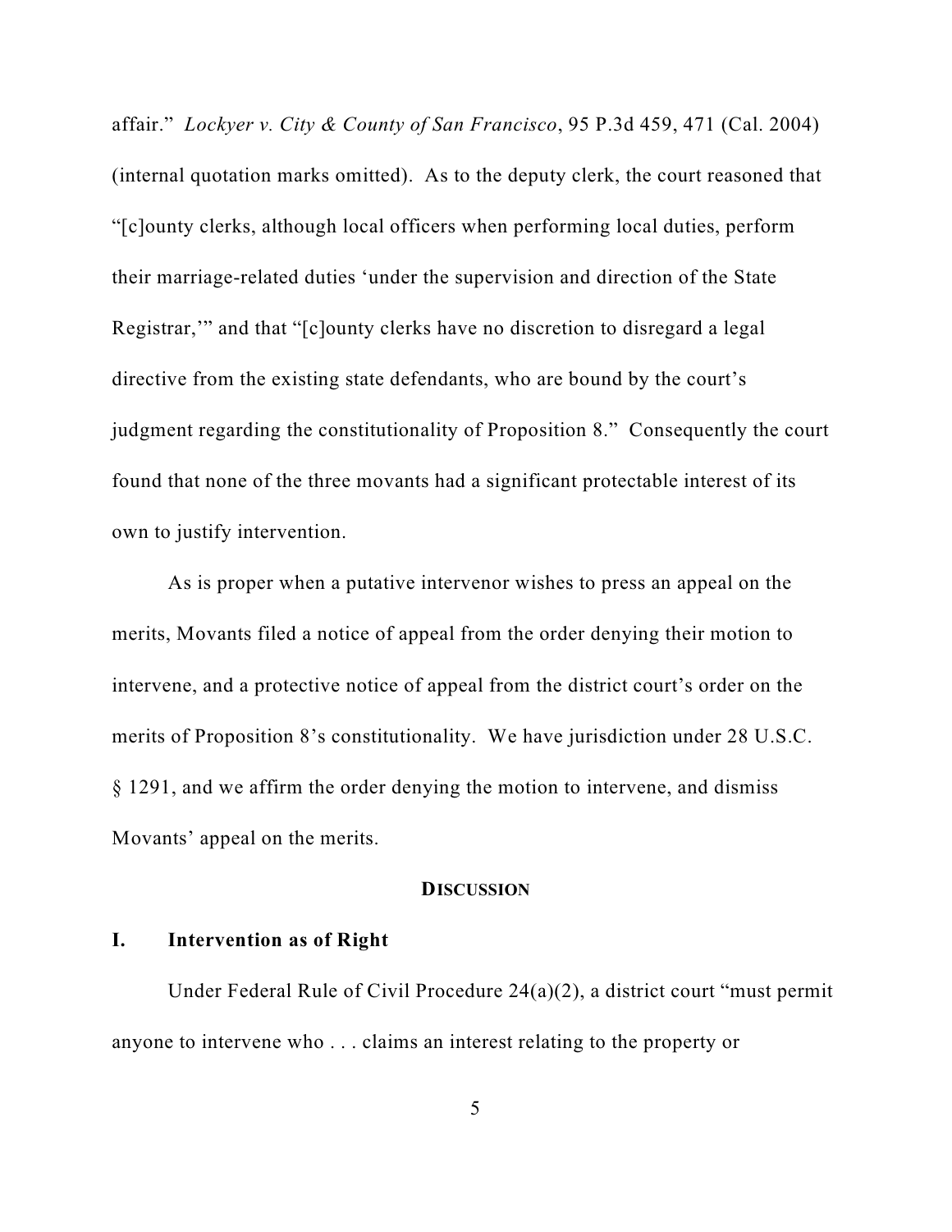affair." *Lockyer v. City & County of San Francisco*, 95 P.3d 459, 471 (Cal. 2004) (internal quotation marks omitted). As to the deputy clerk, the court reasoned that "[c]ounty clerks, although local officers when performing local duties, perform their marriage-related duties 'under the supervision and direction of the State Registrar,'" and that "[c]ounty clerks have no discretion to disregard a legal directive from the existing state defendants, who are bound by the court's judgment regarding the constitutionality of Proposition 8." Consequently the court found that none of the three movants had a significant protectable interest of its own to justify intervention.

As is proper when a putative intervenor wishes to press an appeal on the merits, Movants filed a notice of appeal from the order denying their motion to intervene, and a protective notice of appeal from the district court's order on the merits of Proposition 8's constitutionality. We have jurisdiction under 28 U.S.C. § 1291, and we affirm the order denying the motion to intervene, and dismiss Movants' appeal on the merits.

## DISCUSSION

### I. Intervention as of Right

Under Federal Rule of Civil Procedure 24(a)(2), a district court "must permit anyone to intervene who . . . claims an interest relating to the property or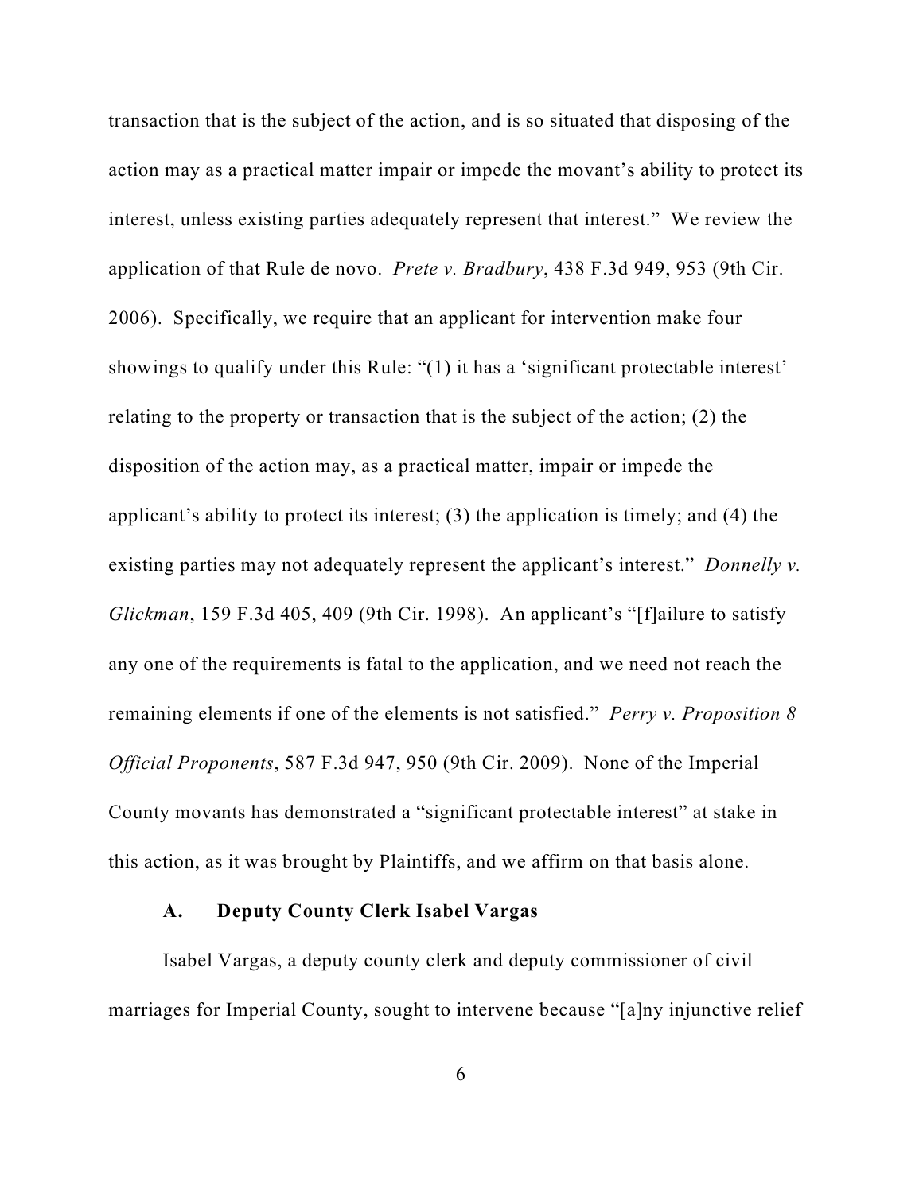transaction that is the subject of the action, and is so situated that disposing of the action may as a practical matter impair or impede the movant's ability to protect its interest, unless existing parties adequately represent that interest." We review the application of that Rule de novo. *Prete v. Bradbury*, 438 F.3d 949, 953 (9th Cir. 2006). Specifically, we require that an applicant for intervention make four showings to qualify under this Rule: "(1) it has a 'significant protectable interest' relating to the property or transaction that is the subject of the action; (2) the disposition of the action may, as a practical matter, impair or impede the applicant's ability to protect its interest; (3) the application is timely; and (4) the existing parties may not adequately represent the applicant's interest." *Donnelly v. Glickman*, 159 F.3d 405, 409 (9th Cir. 1998). An applicant's "[f]ailure to satisfy any one of the requirements is fatal to the application, and we need not reach the remaining elements if one of the elements is not satisfied." *Perry v. Proposition 8 Official Proponents*, 587 F.3d 947, 950 (9th Cir. 2009). None of the Imperial County movants has demonstrated a "significant protectable interest" at stake in this action, as it was brought by Plaintiffs, and we affirm on that basis alone.

### A. Deputy County Clerk Isabel Vargas

Isabel Vargas, a deputy county clerk and deputy commissioner of civil marriages for Imperial County, sought to intervene because "[a]ny injunctive relief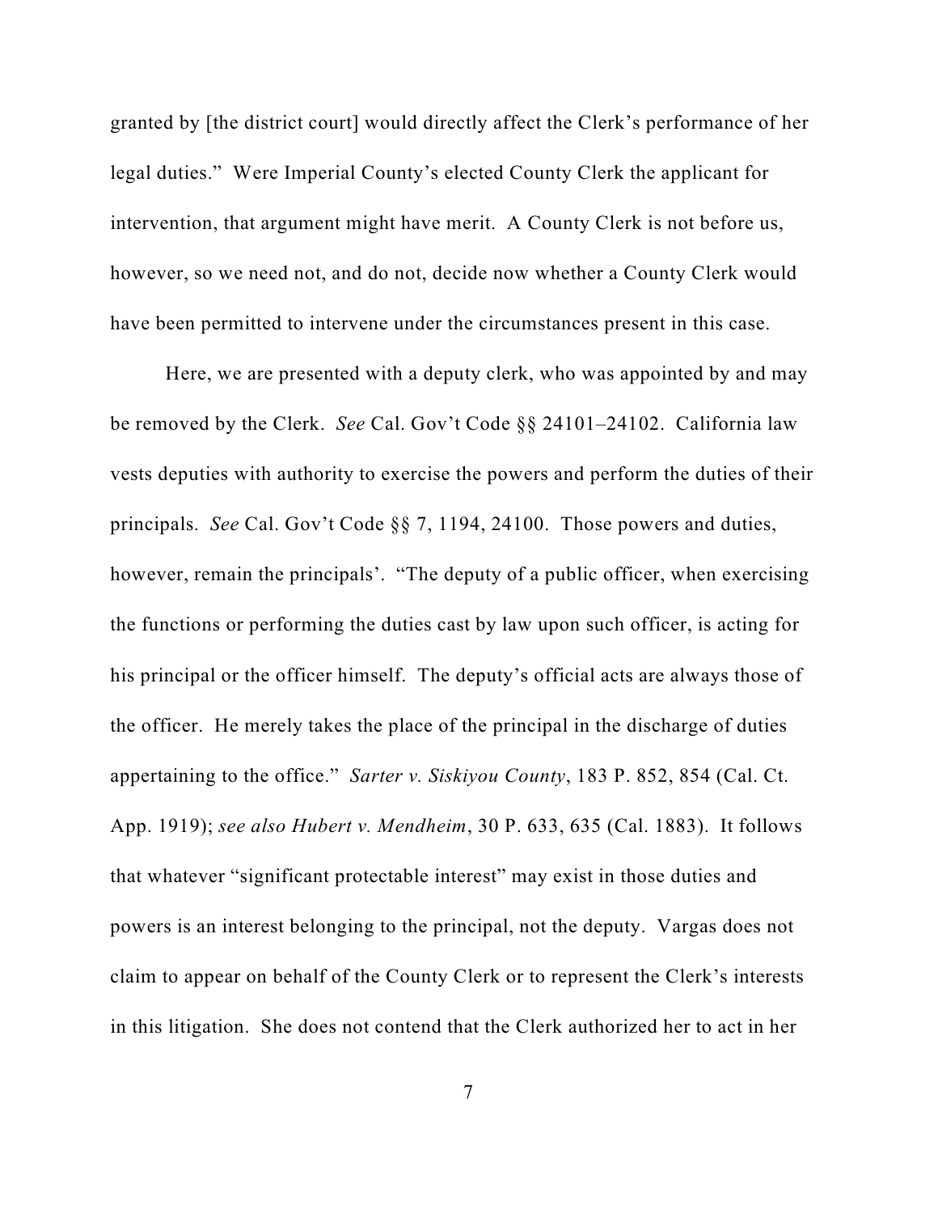granted by [the district court] would directly affect the Clerk's performance of her legal duties." Were Imperial County's elected County Clerk the applicant for intervention, that argument might have merit. A County Clerk is not before us, however, so we need not, and do not, decide now whether a County Clerk would have been permitted to intervene under the circumstances present in this case.

Here, we are presented with a deputy clerk, who was appointed by and may be removed by the Clerk. *See* Cal. Gov't Code §§ 24101–24102. California law vests deputies with authority to exercise the powers and perform the duties of their principals. *See* Cal. Gov't Code §§ 7, 1194, 24100. Those powers and duties, however, remain the principals'. "The deputy of a public officer, when exercising the functions or performing the duties cast by law upon such officer, is acting for his principal or the officer himself. The deputy's official acts are always those of the officer. He merely takes the place of the principal in the discharge of duties appertaining to the office." *Sarter v. Siskiyou County*, 183 P. 852, 854 (Cal. Ct. App. 1919); *see also Hubert v. Mendheim*, 30 P. 633, 635 (Cal. 1883). It follows that whatever "significant protectable interest" may exist in those duties and powers is an interest belonging to the principal, not the deputy. Vargas does not claim to appear on behalf of the County Clerk or to represent the Clerk's interests in this litigation. She does not contend that the Clerk authorized her to act in her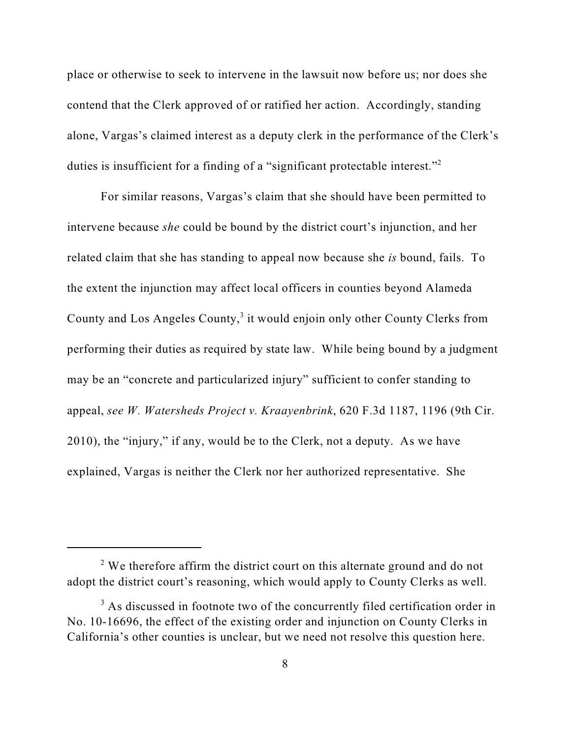place or otherwise to seek to intervene in the lawsuit now before us; nor does she contend that the Clerk approved of or ratified her action. Accordingly, standing alone, Vargas's claimed interest as a deputy clerk in the performance of the Clerk's duties is insufficient for a finding of a "significant protectable interest."[2]

For similar reasons, Vargas's claim that she should have been permitted to intervene because *she* could be bound by the district court's injunction, and her related claim that she has standing to appeal now because she *is* bound, fails. To the extent the injunction may affect local officers in counties beyond Alameda County and Los Angeles County,[3] it would enjoin only other County Clerks from performing their duties as required by state law. While being bound by a judgment may be an "concrete and particularized injury" sufficient to confer standing to appeal, *see W. Watersheds Project v. Kraayenbrink*, 620 F.3d 1187, 1196 (9th Cir. 2010), the "injury," if any, would be to the Clerk, not a deputy. As we have explained, Vargas is neither the Clerk nor her authorized representative. She

---

[2] We therefore affirm the district court on this alternate ground and do not adopt the district court's reasoning, which would apply to County Clerks as well.

[3] As discussed in footnote two of the concurrently filed certification order in No. 10-16696, the effect of the existing order and injunction on County Clerks in California's other counties is unclear, but we need not resolve this question here.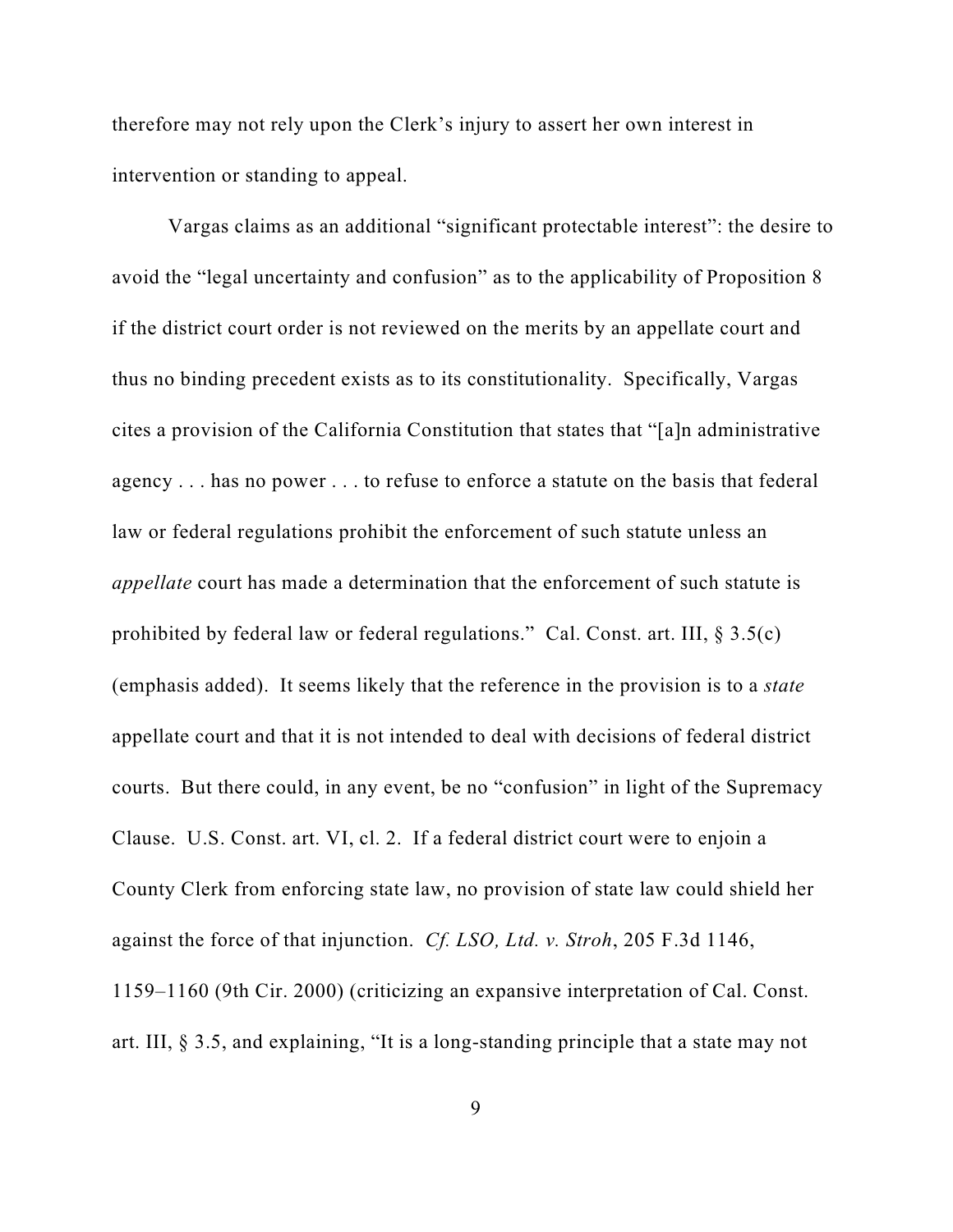therefore may not rely upon the Clerk's injury to assert her own interest in intervention or standing to appeal.

Vargas claims as an additional "significant protectable interest": the desire to avoid the "legal uncertainty and confusion" as to the applicability of Proposition 8 if the district court order is not reviewed on the merits by an appellate court and thus no binding precedent exists as to its constitutionality. Specifically, Vargas cites a provision of the California Constitution that states that "[a]n administrative agency . . . has no power . . . to refuse to enforce a statute on the basis that federal law or federal regulations prohibit the enforcement of such statute unless an *appellate* court has made a determination that the enforcement of such statute is prohibited by federal law or federal regulations." Cal. Const. art. III, § 3.5(c) (emphasis added). It seems likely that the reference in the provision is to a *state* appellate court and that it is not intended to deal with decisions of federal district courts. But there could, in any event, be no "confusion" in light of the Supremacy Clause. U.S. Const. art. VI, cl. 2. If a federal district court were to enjoin a County Clerk from enforcing state law, no provision of state law could shield her against the force of that injunction. *Cf. LSO, Ltd. v. Stroh*, 205 F.3d 1146, 1159–1160 (9th Cir. 2000) (criticizing an expansive interpretation of Cal. Const. art. III, § 3.5, and explaining, "It is a long-standing principle that a state may not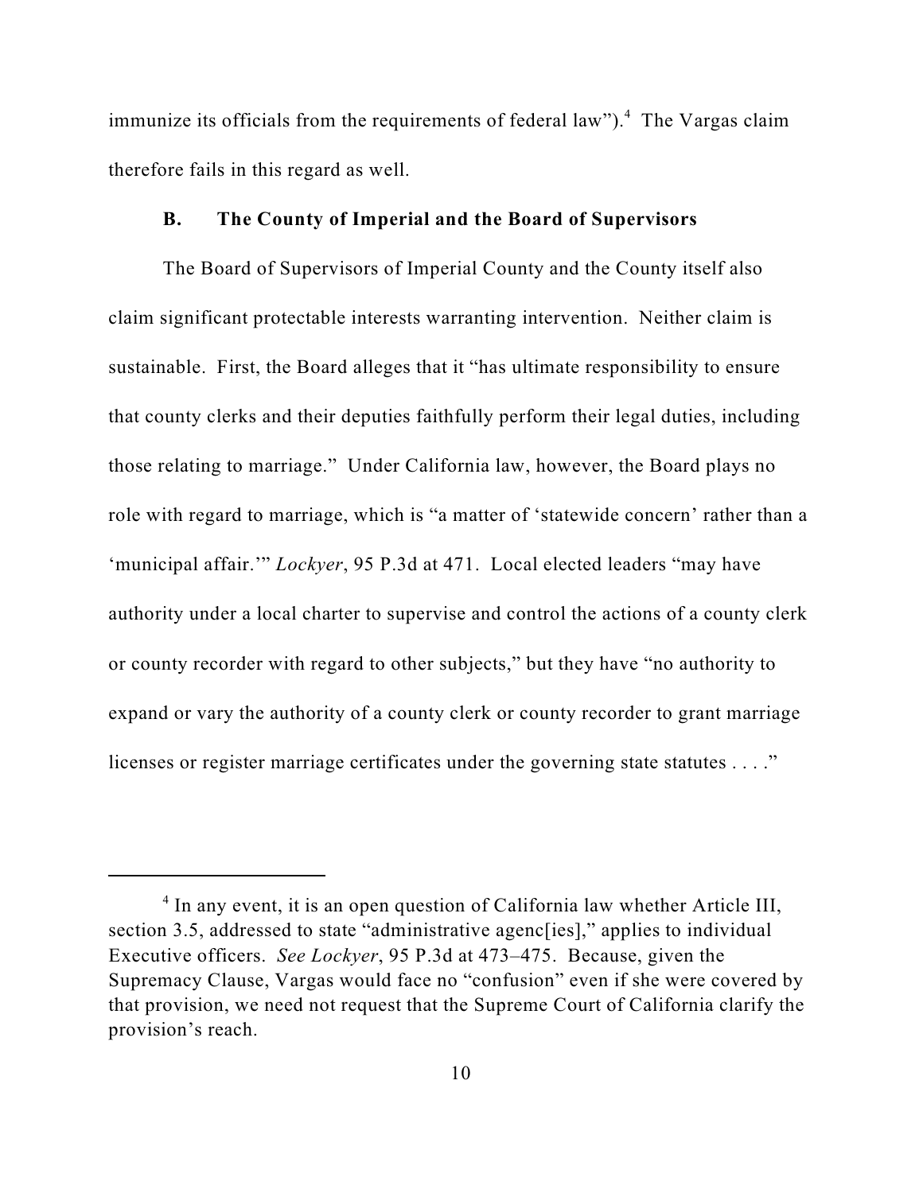immunize its officials from the requirements of federal law").[4] The Vargas claim therefore fails in this regard as well.

### B. The County of Imperial and the Board of Supervisors

The Board of Supervisors of Imperial County and the County itself also claim significant protectable interests warranting intervention. Neither claim is sustainable. First, the Board alleges that it "has ultimate responsibility to ensure that county clerks and their deputies faithfully perform their legal duties, including those relating to marriage." Under California law, however, the Board plays no role with regard to marriage, which is "a matter of 'statewide concern' rather than a 'municipal affair.'" *Lockyer*, 95 P.3d at 471. Local elected leaders "may have authority under a local charter to supervise and control the actions of a county clerk or county recorder with regard to other subjects," but they have "no authority to expand or vary the authority of a county clerk or county recorder to grant marriage licenses or register marriage certificates under the governing state statutes . . . ."

---

[4] In any event, it is an open question of California law whether Article III, section 3.5, addressed to state "administrative agenc[ies]," applies to individual Executive officers. *See Lockyer*, 95 P.3d at 473–475. Because, given the Supremacy Clause, Vargas would face no "confusion" even if she were covered by that provision, we need not request that the Supreme Court of California clarify the provision's reach.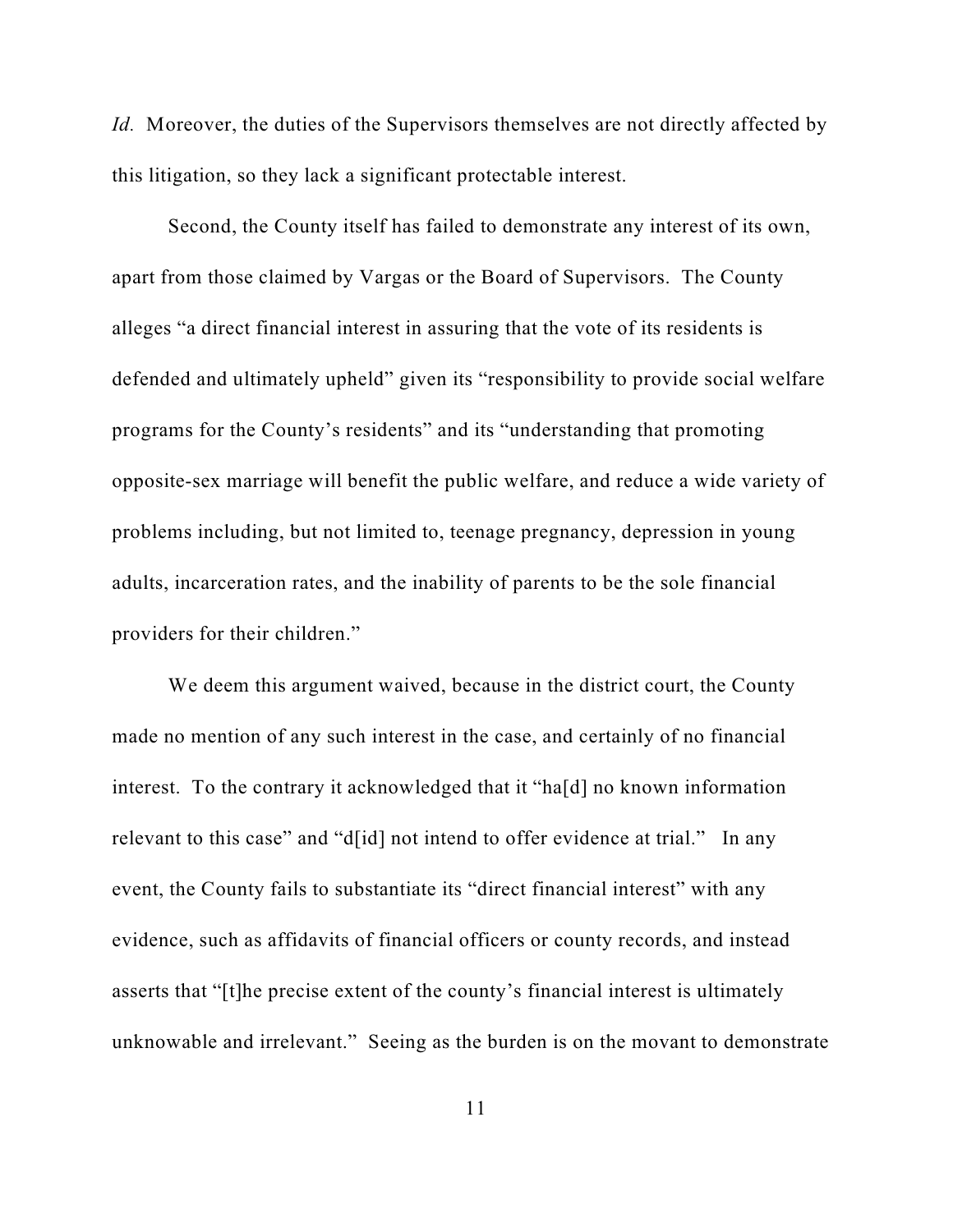*Id.* Moreover, the duties of the Supervisors themselves are not directly affected by this litigation, so they lack a significant protectable interest.

Second, the County itself has failed to demonstrate any interest of its own, apart from those claimed by Vargas or the Board of Supervisors. The County alleges "a direct financial interest in assuring that the vote of its residents is defended and ultimately upheld" given its "responsibility to provide social welfare programs for the County's residents" and its "understanding that promoting opposite-sex marriage will benefit the public welfare, and reduce a wide variety of problems including, but not limited to, teenage pregnancy, depression in young adults, incarceration rates, and the inability of parents to be the sole financial providers for their children."

We deem this argument waived, because in the district court, the County made no mention of any such interest in the case, and certainly of no financial interest. To the contrary it acknowledged that it "ha[d] no known information relevant to this case" and "d[id] not intend to offer evidence at trial." In any event, the County fails to substantiate its "direct financial interest" with any evidence, such as affidavits of financial officers or county records, and instead asserts that "[t]he precise extent of the county's financial interest is ultimately unknowable and irrelevant." Seeing as the burden is on the movant to demonstrate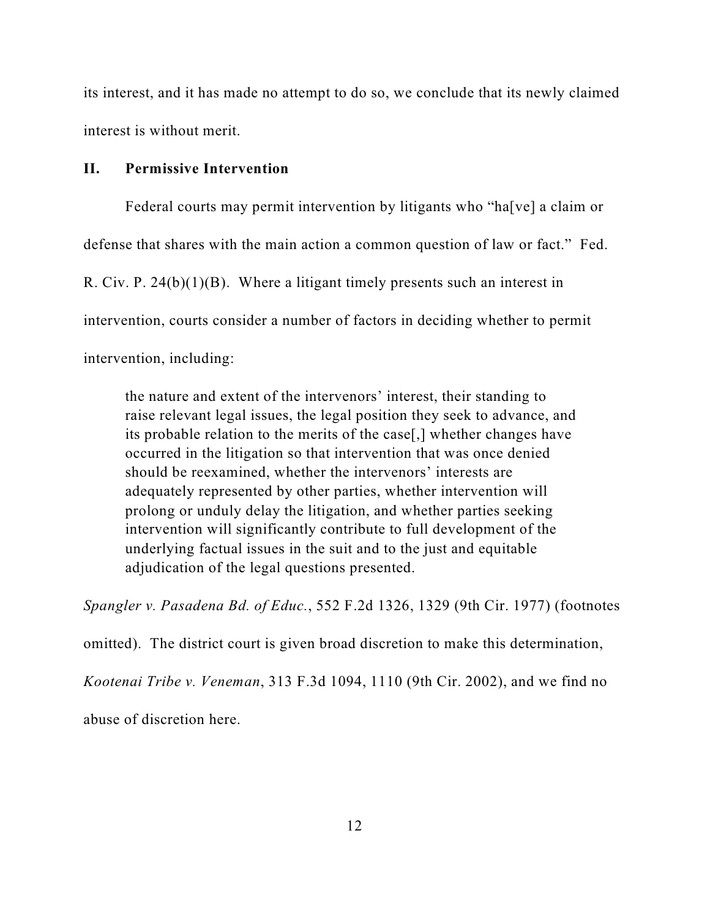its interest, and it has made no attempt to do so, we conclude that its newly claimed interest is without merit.

## II. Permissive Intervention

Federal courts may permit intervention by litigants who "ha[ve] a claim or defense that shares with the main action a common question of law or fact." Fed. R. Civ. P. 24(b)(1)(B). Where a litigant timely presents such an interest in intervention, courts consider a number of factors in deciding whether to permit intervention, including:

> the nature and extent of the intervenors' interest, their standing to raise relevant legal issues, the legal position they seek to advance, and its probable relation to the merits of the case[,] whether changes have occurred in the litigation so that intervention that was once denied should be reexamined, whether the intervenors' interests are adequately represented by other parties, whether intervention will prolong or unduly delay the litigation, and whether parties seeking intervention will significantly contribute to full development of the underlying factual issues in the suit and to the just and equitable adjudication of the legal questions presented.

*Spangler v. Pasadena Bd. of Educ.*, 552 F.2d 1326, 1329 (9th Cir. 1977) (footnotes omitted). The district court is given broad discretion to make this determination, *Kootenai Tribe v. Veneman*, 313 F.3d 1094, 1110 (9th Cir. 2002), and we find no abuse of discretion here.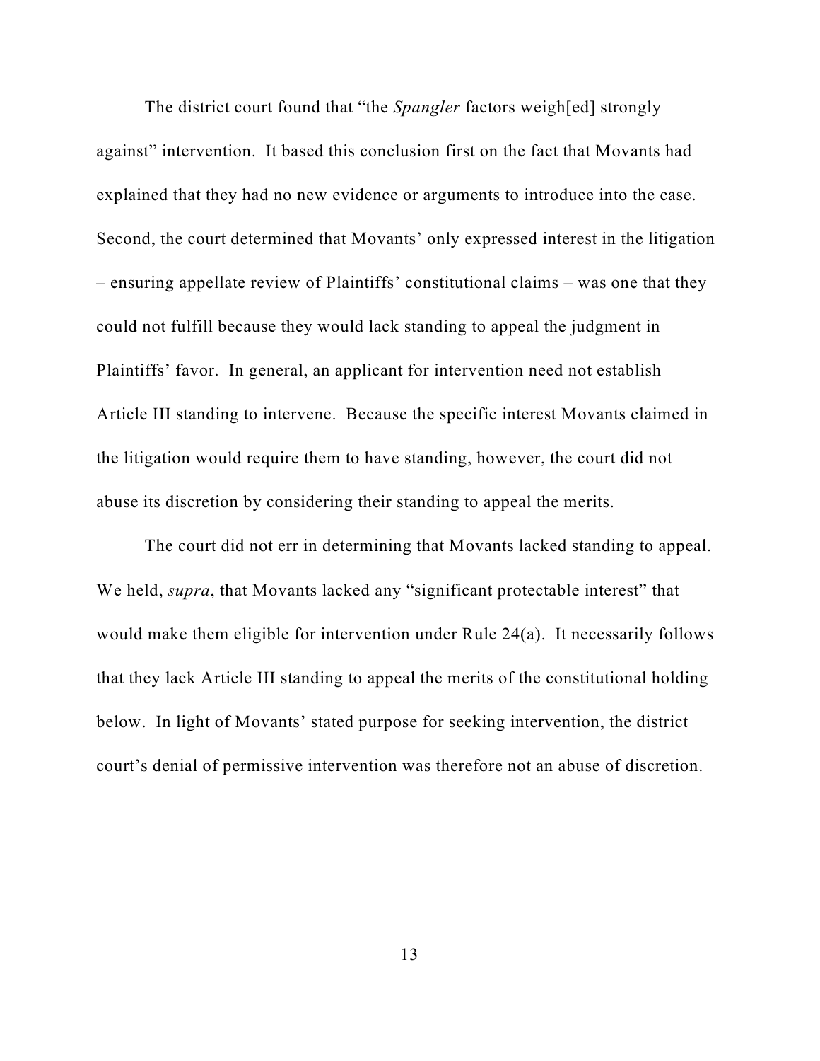The district court found that "the *Spangler* factors weigh[ed] strongly against" intervention. It based this conclusion first on the fact that Movants had explained that they had no new evidence or arguments to introduce into the case. Second, the court determined that Movants' only expressed interest in the litigation – ensuring appellate review of Plaintiffs' constitutional claims – was one that they could not fulfill because they would lack standing to appeal the judgment in Plaintiffs' favor. In general, an applicant for intervention need not establish Article III standing to intervene. Because the specific interest Movants claimed in the litigation would require them to have standing, however, the court did not abuse its discretion by considering their standing to appeal the merits.

The court did not err in determining that Movants lacked standing to appeal. We held, *supra*, that Movants lacked any "significant protectable interest" that would make them eligible for intervention under Rule 24(a). It necessarily follows that they lack Article III standing to appeal the merits of the constitutional holding below. In light of Movants' stated purpose for seeking intervention, the district court's denial of permissive intervention was therefore not an abuse of discretion.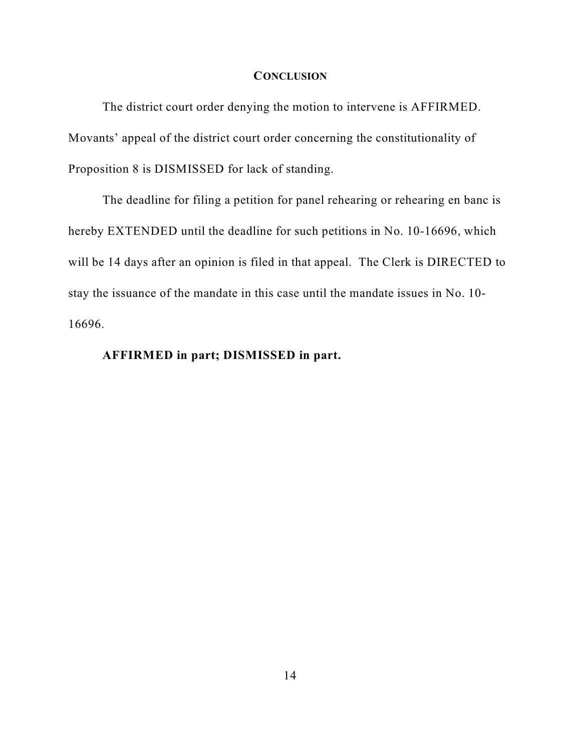## CONCLUSION

The district court order denying the motion to intervene is AFFIRMED. Movants' appeal of the district court order concerning the constitutionality of Proposition 8 is DISMISSED for lack of standing.

The deadline for filing a petition for panel rehearing or rehearing en banc is hereby EXTENDED until the deadline for such petitions in No. 10-16696, which will be 14 days after an opinion is filed in that appeal. The Clerk is DIRECTED to stay the issuance of the mandate in this case until the mandate issues in No. 10-16696.

**AFFIRMED in part; DISMISSED in part.**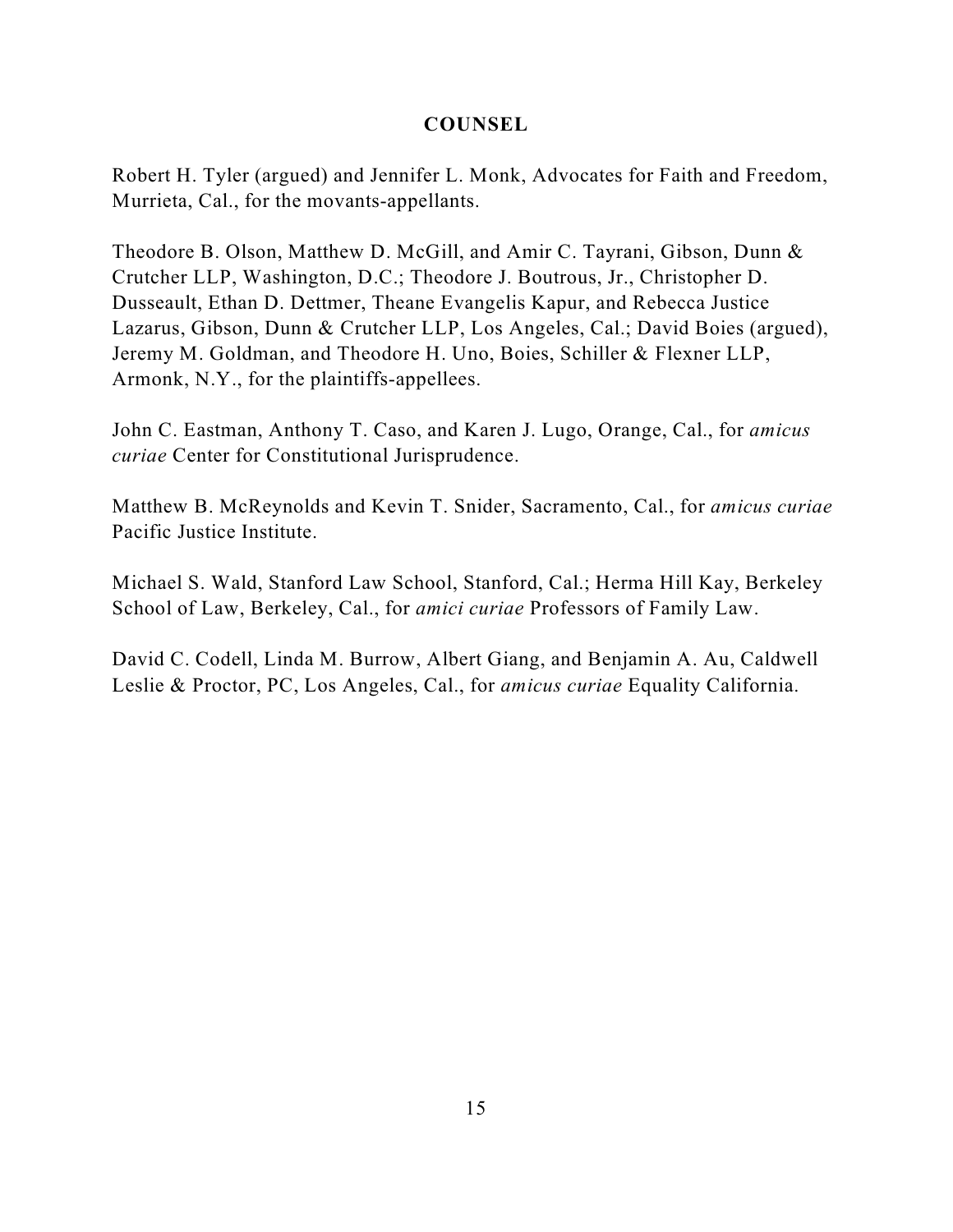**COUNSEL**

Robert H. Tyler (argued) and Jennifer L. Monk, Advocates for Faith and Freedom, Murrieta, Cal., for the movants-appellants.

Theodore B. Olson, Matthew D. McGill, and Amir C. Tayrani, Gibson, Dunn & Crutcher LLP, Washington, D.C.; Theodore J. Boutrous, Jr., Christopher D. Dusseault, Ethan D. Dettmer, Theane Evangelis Kapur, and Rebecca Justice Lazarus, Gibson, Dunn & Crutcher LLP, Los Angeles, Cal.; David Boies (argued), Jeremy M. Goldman, and Theodore H. Uno, Boies, Schiller & Flexner LLP, Armonk, N.Y., for the plaintiffs-appellees.

John C. Eastman, Anthony T. Caso, and Karen J. Lugo, Orange, Cal., for *amicus curiae* Center for Constitutional Jurisprudence.

Matthew B. McReynolds and Kevin T. Snider, Sacramento, Cal., for *amicus curiae* Pacific Justice Institute.

Michael S. Wald, Stanford Law School, Stanford, Cal.; Herma Hill Kay, Berkeley School of Law, Berkeley, Cal., for *amici curiae* Professors of Family Law.

David C. Codell, Linda M. Burrow, Albert Giang, and Benjamin A. Au, Caldwell Leslie & Proctor, PC, Los Angeles, Cal., for *amicus curiae* Equality California.